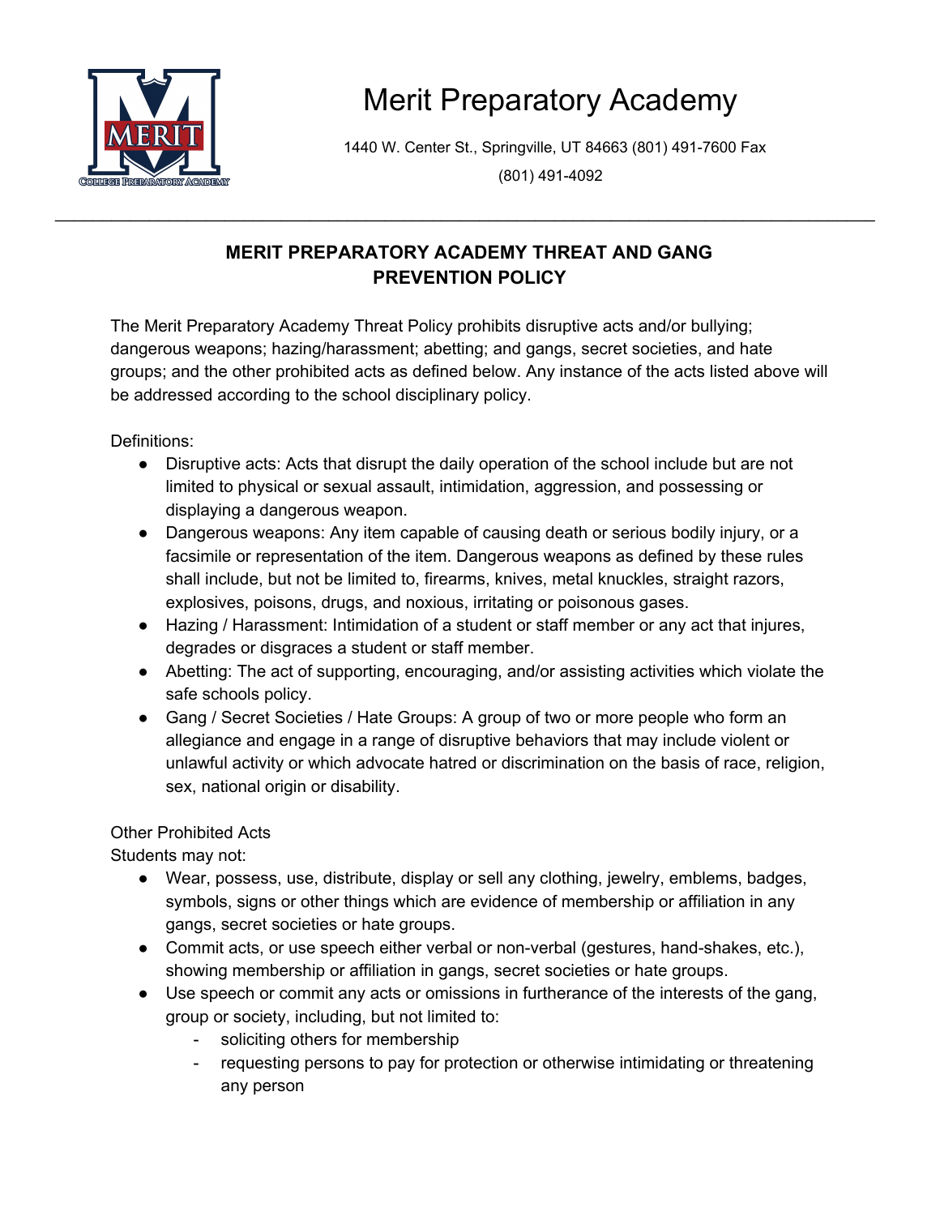# Merit Preparatory Academy

1440 W. Center St., Springville, UT 84663 (801) 491-7600 Fax (801) 491-4092

---

## MERIT PREPARATORY ACADEMY THREAT AND GANG PREVENTION POLICY

The Merit Preparatory Academy Threat Policy prohibits disruptive acts and/or bullying; dangerous weapons; hazing/harassment; abetting; and gangs, secret societies, and hate groups; and the other prohibited acts as defined below. Any instance of the acts listed above will be addressed according to the school disciplinary policy.

Definitions:

- Disruptive acts: Acts that disrupt the daily operation of the school include but are not limited to physical or sexual assault, intimidation, aggression, and possessing or displaying a dangerous weapon.
- Dangerous weapons: Any item capable of causing death or serious bodily injury, or a facsimile or representation of the item. Dangerous weapons as defined by these rules shall include, but not be limited to, firearms, knives, metal knuckles, straight razors, explosives, poisons, drugs, and noxious, irritating or poisonous gases.
- Hazing / Harassment: Intimidation of a student or staff member or any act that injures, degrades or disgraces a student or staff member.
- Abetting: The act of supporting, encouraging, and/or assisting activities which violate the safe schools policy.
- Gang / Secret Societies / Hate Groups: A group of two or more people who form an allegiance and engage in a range of disruptive behaviors that may include violent or unlawful activity or which advocate hatred or discrimination on the basis of race, religion, sex, national origin or disability.

Other Prohibited Acts

Students may not:

- Wear, possess, use, distribute, display or sell any clothing, jewelry, emblems, badges, symbols, signs or other things which are evidence of membership or affiliation in any gangs, secret societies or hate groups.
- Commit acts, or use speech either verbal or non-verbal (gestures, hand-shakes, etc.), showing membership or affiliation in gangs, secret societies or hate groups.
- Use speech or commit any acts or omissions in furtherance of the interests of the gang, group or society, including, but not limited to:
  - soliciting others for membership
  - requesting persons to pay for protection or otherwise intimidating or threatening any person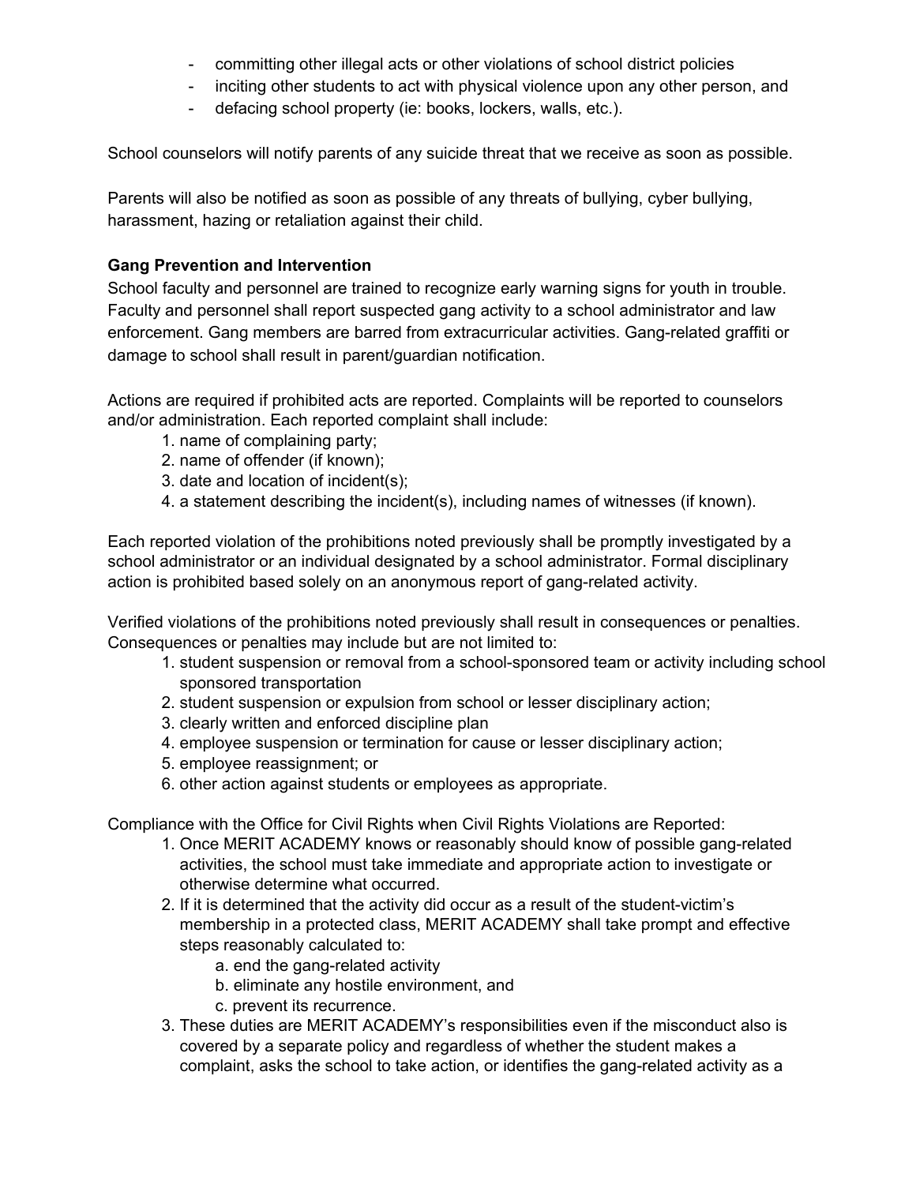- committing other illegal acts or other violations of school district policies
- inciting other students to act with physical violence upon any other person, and
- defacing school property (ie: books, lockers, walls, etc.).

School counselors will notify parents of any suicide threat that we receive as soon as possible.

Parents will also be notified as soon as possible of any threats of bullying, cyber bullying, harassment, hazing or retaliation against their child.

**Gang Prevention and Intervention**

School faculty and personnel are trained to recognize early warning signs for youth in trouble. Faculty and personnel shall report suspected gang activity to a school administrator and law enforcement. Gang members are barred from extracurricular activities. Gang-related graffiti or damage to school shall result in parent/guardian notification.

Actions are required if prohibited acts are reported. Complaints will be reported to counselors and/or administration. Each reported complaint shall include:

1. name of complaining party;
2. name of offender (if known);
3. date and location of incident(s);
4. a statement describing the incident(s), including names of witnesses (if known).

Each reported violation of the prohibitions noted previously shall be promptly investigated by a school administrator or an individual designated by a school administrator. Formal disciplinary action is prohibited based solely on an anonymous report of gang-related activity.

Verified violations of the prohibitions noted previously shall result in consequences or penalties. Consequences or penalties may include but are not limited to:

1. student suspension or removal from a school-sponsored team or activity including school sponsored transportation
2. student suspension or expulsion from school or lesser disciplinary action;
3. clearly written and enforced discipline plan
4. employee suspension or termination for cause or lesser disciplinary action;
5. employee reassignment; or
6. other action against students or employees as appropriate.

Compliance with the Office for Civil Rights when Civil Rights Violations are Reported:

1. Once MERIT ACADEMY knows or reasonably should know of possible gang-related activities, the school must take immediate and appropriate action to investigate or otherwise determine what occurred.
2. If it is determined that the activity did occur as a result of the student-victim's membership in a protected class, MERIT ACADEMY shall take prompt and effective steps reasonably calculated to:
   a. end the gang-related activity
   b. eliminate any hostile environment, and
   c. prevent its recurrence.
3. These duties are MERIT ACADEMY's responsibilities even if the misconduct also is covered by a separate policy and regardless of whether the student makes a complaint, asks the school to take action, or identifies the gang-related activity as a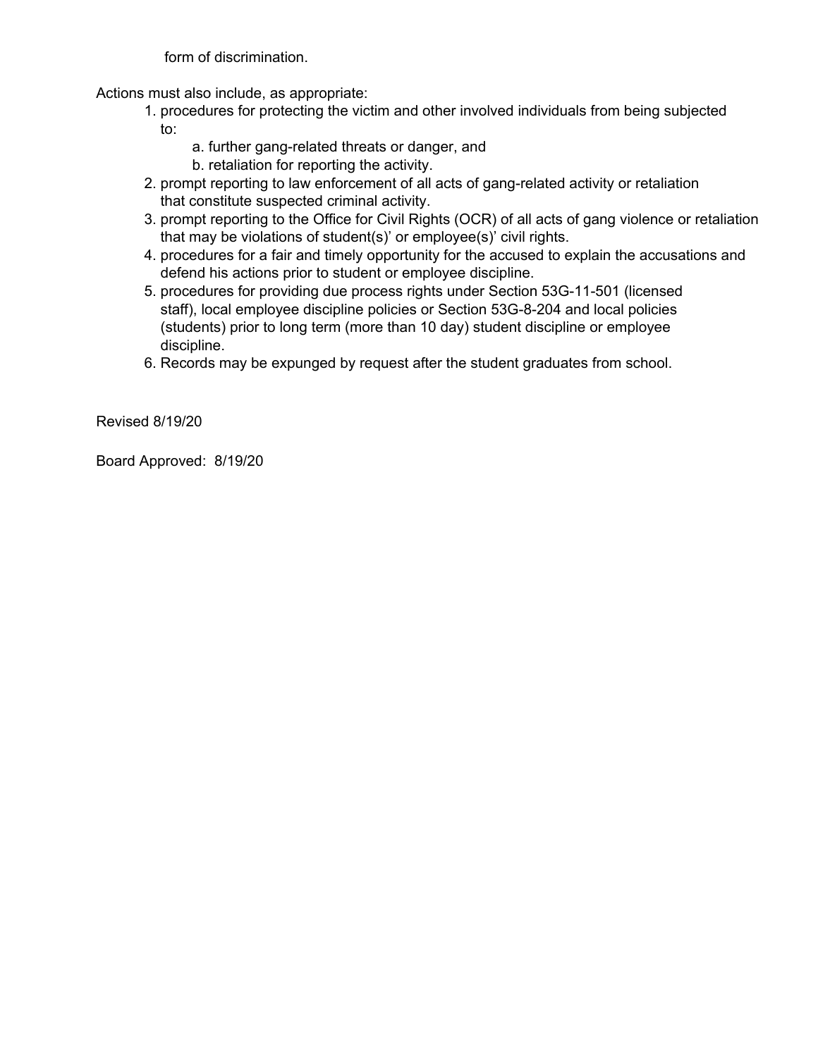form of discrimination.

Actions must also include, as appropriate:

1. procedures for protecting the victim and other involved individuals from being subjected to:
    a. further gang-related threats or danger, and
    b. retaliation for reporting the activity.
2. prompt reporting to law enforcement of all acts of gang-related activity or retaliation that constitute suspected criminal activity.
3. prompt reporting to the Office for Civil Rights (OCR) of all acts of gang violence or retaliation that may be violations of student(s)' or employee(s)' civil rights.
4. procedures for a fair and timely opportunity for the accused to explain the accusations and defend his actions prior to student or employee discipline.
5. procedures for providing due process rights under Section 53G-11-501 (licensed staff), local employee discipline policies or Section 53G-8-204 and local policies (students) prior to long term (more than 10 day) student discipline or employee discipline.
6. Records may be expunged by request after the student graduates from school.

Revised 8/19/20

Board Approved: 8/19/20